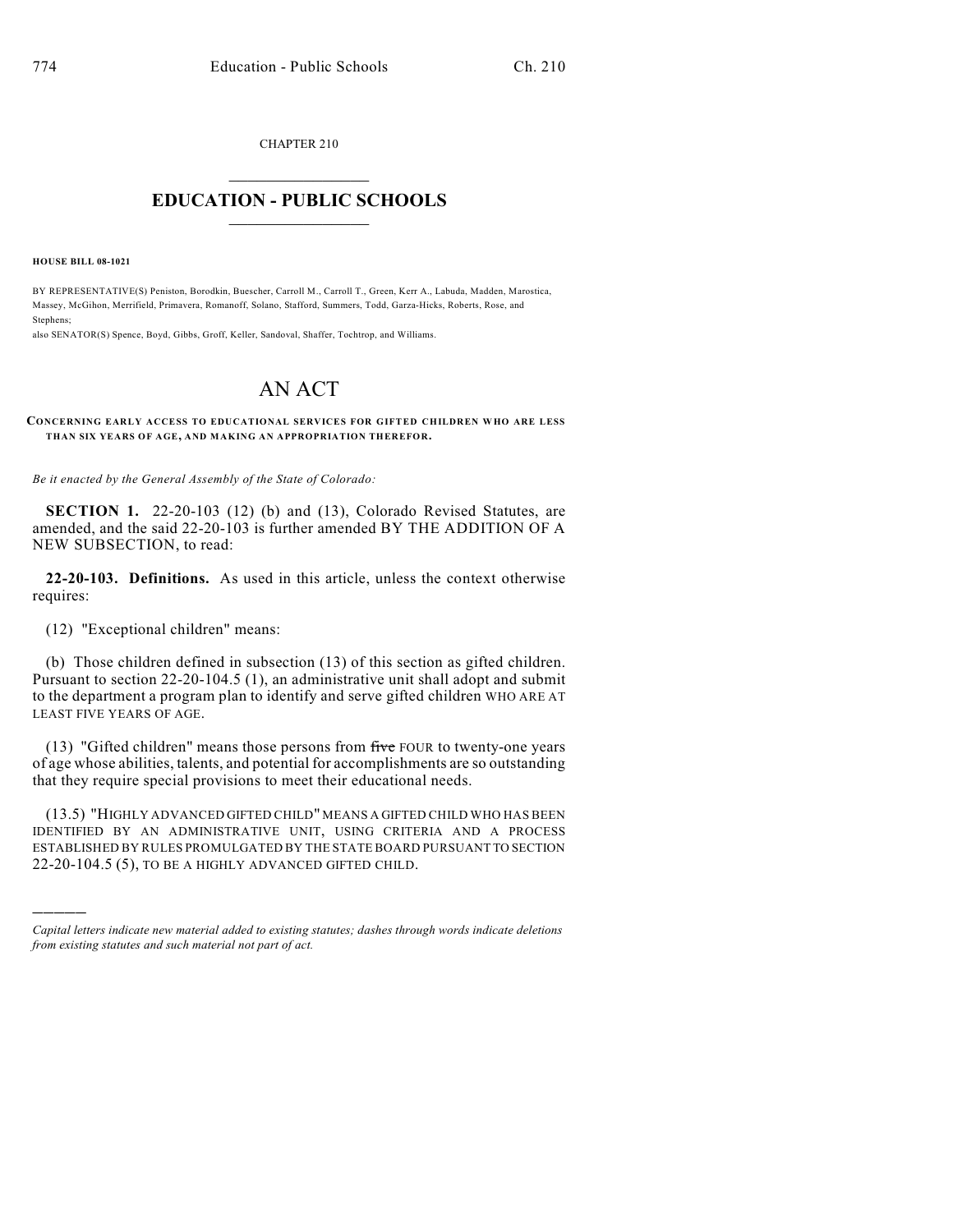CHAPTER 210

# EDUCATION - PUBLIC SCHOOLS

**HOUSE BILL 08-1021**

BY REPRESENTATIVE(S) Peniston, Borodkin, Buescher, Carroll M., Carroll T., Green, Kerr A., Labuda, Madden, Marostica, Massey, McGihon, Merrifield, Primavera, Romanoff, Solano, Stafford, Summers, Todd, Garza-Hicks, Roberts, Rose, and Stephens;
also SENATOR(S) Spence, Boyd, Gibbs, Groff, Keller, Sandoval, Shaffer, Tochtrop, and Williams.

# AN ACT

**CONCERNING EARLY ACCESS TO EDUCATIONAL SERVICES FOR GIFTED CHILDREN WHO ARE LESS THAN SIX YEARS OF AGE, AND MAKING AN APPROPRIATION THEREFOR.**

*Be it enacted by the General Assembly of the State of Colorado:*

**SECTION 1.** 22-20-103 (12) (b) and (13), Colorado Revised Statutes, are amended, and the said 22-20-103 is further amended BY THE ADDITION OF A NEW SUBSECTION, to read:

**22-20-103. Definitions.** As used in this article, unless the context otherwise requires:

(12) "Exceptional children" means:

(b) Those children defined in subsection (13) of this section as gifted children. Pursuant to section 22-20-104.5 (1), an administrative unit shall adopt and submit to the department a program plan to identify and serve gifted children WHO ARE AT LEAST FIVE YEARS OF AGE.

(13) "Gifted children" means those persons from ~~five~~ FOUR to twenty-one years of age whose abilities, talents, and potential for accomplishments are so outstanding that they require special provisions to meet their educational needs.

(13.5) "HIGHLY ADVANCED GIFTED CHILD" MEANS A GIFTED CHILD WHO HAS BEEN IDENTIFIED BY AN ADMINISTRATIVE UNIT, USING CRITERIA AND A PROCESS ESTABLISHED BY RULES PROMULGATED BY THE STATE BOARD PURSUANT TO SECTION 22-20-104.5 (5), TO BE A HIGHLY ADVANCED GIFTED CHILD.

---

*Capital letters indicate new material added to existing statutes; dashes through words indicate deletions from existing statutes and such material not part of act.*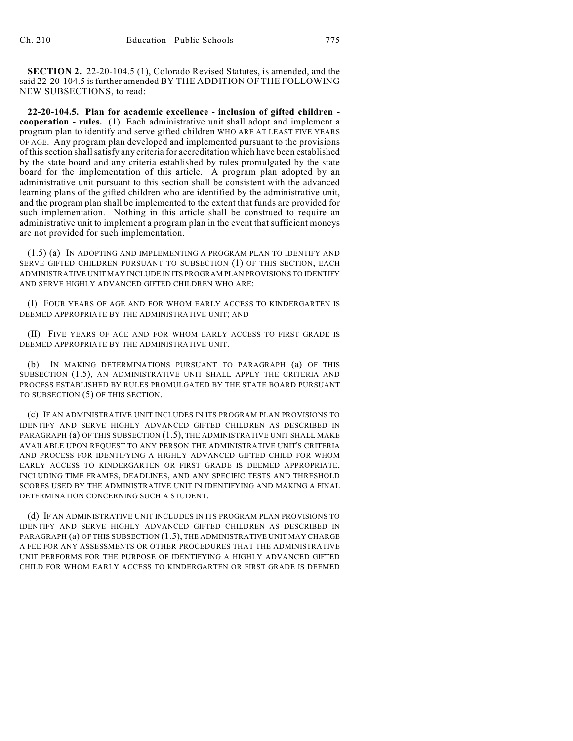**SECTION 2.** 22-20-104.5 (1), Colorado Revised Statutes, is amended, and the said 22-20-104.5 is further amended BY THE ADDITION OF THE FOLLOWING NEW SUBSECTIONS, to read:

**22-20-104.5. Plan for academic excellence - inclusion of gifted children - cooperation - rules.** (1) Each administrative unit shall adopt and implement a program plan to identify and serve gifted children WHO ARE AT LEAST FIVE YEARS OF AGE. Any program plan developed and implemented pursuant to the provisions of this section shall satisfy any criteria for accreditation which have been established by the state board and any criteria established by rules promulgated by the state board for the implementation of this article. A program plan adopted by an administrative unit pursuant to this section shall be consistent with the advanced learning plans of the gifted children who are identified by the administrative unit, and the program plan shall be implemented to the extent that funds are provided for such implementation. Nothing in this article shall be construed to require an administrative unit to implement a program plan in the event that sufficient moneys are not provided for such implementation.

(1.5) (a) IN ADOPTING AND IMPLEMENTING A PROGRAM PLAN TO IDENTIFY AND SERVE GIFTED CHILDREN PURSUANT TO SUBSECTION (1) OF THIS SECTION, EACH ADMINISTRATIVE UNIT MAY INCLUDE IN ITS PROGRAM PLAN PROVISIONS TO IDENTIFY AND SERVE HIGHLY ADVANCED GIFTED CHILDREN WHO ARE:

(I) FOUR YEARS OF AGE AND FOR WHOM EARLY ACCESS TO KINDERGARTEN IS DEEMED APPROPRIATE BY THE ADMINISTRATIVE UNIT; AND

(II) FIVE YEARS OF AGE AND FOR WHOM EARLY ACCESS TO FIRST GRADE IS DEEMED APPROPRIATE BY THE ADMINISTRATIVE UNIT.

(b) IN MAKING DETERMINATIONS PURSUANT TO PARAGRAPH (a) OF THIS SUBSECTION (1.5), AN ADMINISTRATIVE UNIT SHALL APPLY THE CRITERIA AND PROCESS ESTABLISHED BY RULES PROMULGATED BY THE STATE BOARD PURSUANT TO SUBSECTION (5) OF THIS SECTION.

(c) IF AN ADMINISTRATIVE UNIT INCLUDES IN ITS PROGRAM PLAN PROVISIONS TO IDENTIFY AND SERVE HIGHLY ADVANCED GIFTED CHILDREN AS DESCRIBED IN PARAGRAPH (a) OF THIS SUBSECTION (1.5), THE ADMINISTRATIVE UNIT SHALL MAKE AVAILABLE UPON REQUEST TO ANY PERSON THE ADMINISTRATIVE UNIT'S CRITERIA AND PROCESS FOR IDENTIFYING A HIGHLY ADVANCED GIFTED CHILD FOR WHOM EARLY ACCESS TO KINDERGARTEN OR FIRST GRADE IS DEEMED APPROPRIATE, INCLUDING TIME FRAMES, DEADLINES, AND ANY SPECIFIC TESTS AND THRESHOLD SCORES USED BY THE ADMINISTRATIVE UNIT IN IDENTIFYING AND MAKING A FINAL DETERMINATION CONCERNING SUCH A STUDENT.

(d) IF AN ADMINISTRATIVE UNIT INCLUDES IN ITS PROGRAM PLAN PROVISIONS TO IDENTIFY AND SERVE HIGHLY ADVANCED GIFTED CHILDREN AS DESCRIBED IN PARAGRAPH (a) OF THIS SUBSECTION (1.5), THE ADMINISTRATIVE UNIT MAY CHARGE A FEE FOR ANY ASSESSMENTS OR OTHER PROCEDURES THAT THE ADMINISTRATIVE UNIT PERFORMS FOR THE PURPOSE OF IDENTIFYING A HIGHLY ADVANCED GIFTED CHILD FOR WHOM EARLY ACCESS TO KINDERGARTEN OR FIRST GRADE IS DEEMED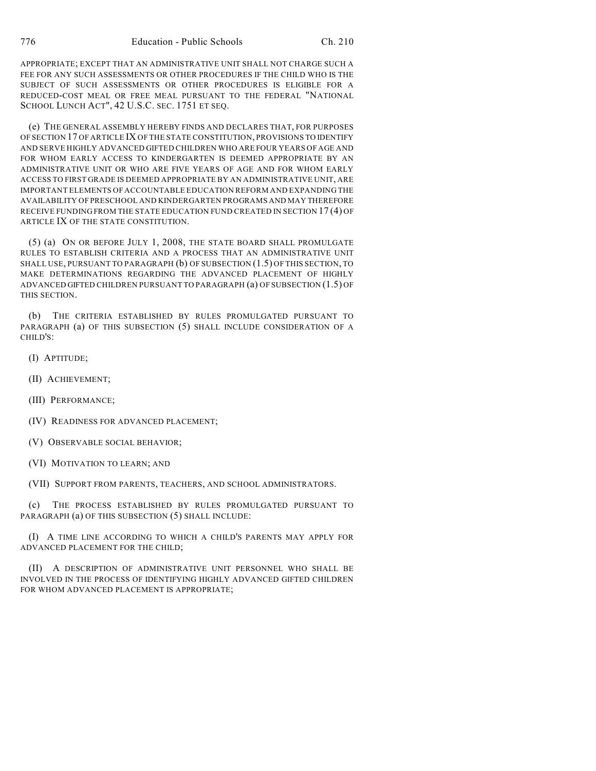APPROPRIATE; EXCEPT THAT AN ADMINISTRATIVE UNIT SHALL NOT CHARGE SUCH A FEE FOR ANY SUCH ASSESSMENTS OR OTHER PROCEDURES IF THE CHILD WHO IS THE SUBJECT OF SUCH ASSESSMENTS OR OTHER PROCEDURES IS ELIGIBLE FOR A REDUCED-COST MEAL OR FREE MEAL PURSUANT TO THE FEDERAL "NATIONAL SCHOOL LUNCH ACT", 42 U.S.C. SEC. 1751 ET SEQ.

(e) THE GENERAL ASSEMBLY HEREBY FINDS AND DECLARES THAT, FOR PURPOSES OF SECTION 17 OF ARTICLE IX OF THE STATE CONSTITUTION, PROVISIONS TO IDENTIFY AND SERVE HIGHLY ADVANCED GIFTED CHILDREN WHO ARE FOUR YEARS OF AGE AND FOR WHOM EARLY ACCESS TO KINDERGARTEN IS DEEMED APPROPRIATE BY AN ADMINISTRATIVE UNIT OR WHO ARE FIVE YEARS OF AGE AND FOR WHOM EARLY ACCESS TO FIRST GRADE IS DEEMED APPROPRIATE BY AN ADMINISTRATIVE UNIT, ARE IMPORTANT ELEMENTS OF ACCOUNTABLE EDUCATION REFORM AND EXPANDING THE AVAILABILITY OF PRESCHOOL AND KINDERGARTEN PROGRAMS AND MAY THEREFORE RECEIVE FUNDING FROM THE STATE EDUCATION FUND CREATED IN SECTION 17 (4) OF ARTICLE IX OF THE STATE CONSTITUTION.

(5) (a) ON OR BEFORE JULY 1, 2008, THE STATE BOARD SHALL PROMULGATE RULES TO ESTABLISH CRITERIA AND A PROCESS THAT AN ADMINISTRATIVE UNIT SHALL USE, PURSUANT TO PARAGRAPH (b) OF SUBSECTION (1.5) OF THIS SECTION, TO MAKE DETERMINATIONS REGARDING THE ADVANCED PLACEMENT OF HIGHLY ADVANCED GIFTED CHILDREN PURSUANT TO PARAGRAPH (a) OF SUBSECTION (1.5) OF THIS SECTION.

(b) THE CRITERIA ESTABLISHED BY RULES PROMULGATED PURSUANT TO PARAGRAPH (a) OF THIS SUBSECTION (5) SHALL INCLUDE CONSIDERATION OF A CHILD'S:

(I) APTITUDE;

(II) ACHIEVEMENT;

(III) PERFORMANCE;

(IV) READINESS FOR ADVANCED PLACEMENT;

(V) OBSERVABLE SOCIAL BEHAVIOR;

(VI) MOTIVATION TO LEARN; AND

(VII) SUPPORT FROM PARENTS, TEACHERS, AND SCHOOL ADMINISTRATORS.

(c) THE PROCESS ESTABLISHED BY RULES PROMULGATED PURSUANT TO PARAGRAPH (a) OF THIS SUBSECTION (5) SHALL INCLUDE:

(I) A TIME LINE ACCORDING TO WHICH A CHILD'S PARENTS MAY APPLY FOR ADVANCED PLACEMENT FOR THE CHILD;

(II) A DESCRIPTION OF ADMINISTRATIVE UNIT PERSONNEL WHO SHALL BE INVOLVED IN THE PROCESS OF IDENTIFYING HIGHLY ADVANCED GIFTED CHILDREN FOR WHOM ADVANCED PLACEMENT IS APPROPRIATE;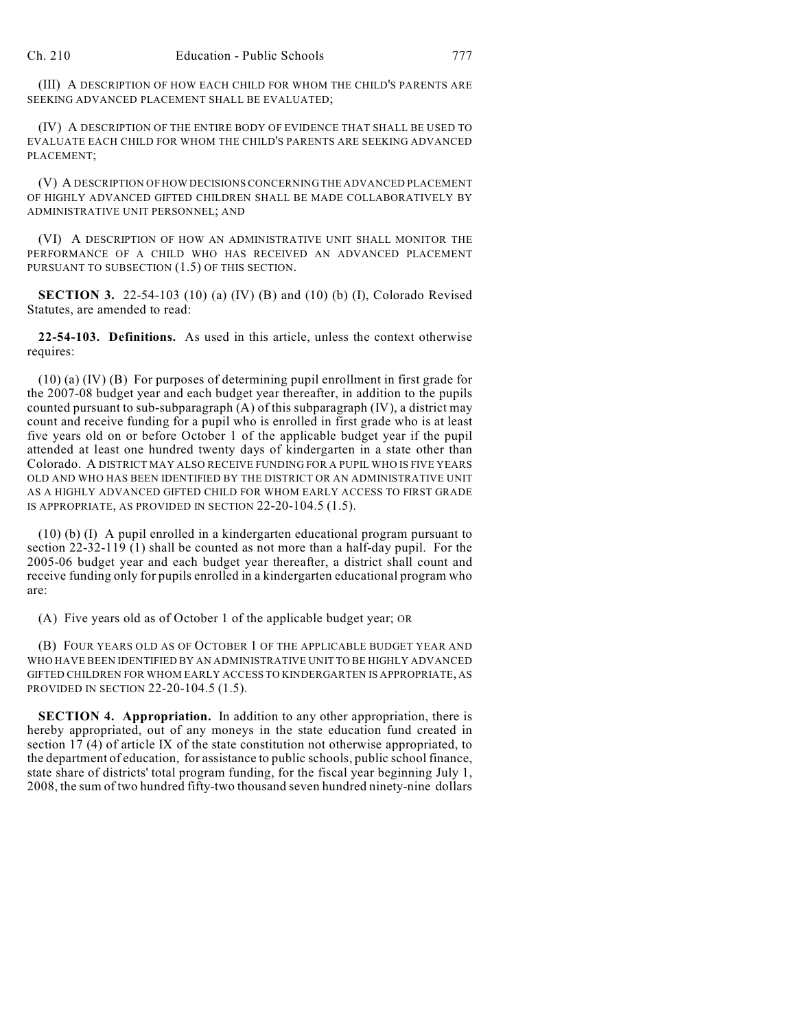(III) A DESCRIPTION OF HOW EACH CHILD FOR WHOM THE CHILD'S PARENTS ARE SEEKING ADVANCED PLACEMENT SHALL BE EVALUATED;

(IV) A DESCRIPTION OF THE ENTIRE BODY OF EVIDENCE THAT SHALL BE USED TO EVALUATE EACH CHILD FOR WHOM THE CHILD'S PARENTS ARE SEEKING ADVANCED PLACEMENT;

(V) A DESCRIPTION OF HOW DECISIONS CONCERNING THE ADVANCED PLACEMENT OF HIGHLY ADVANCED GIFTED CHILDREN SHALL BE MADE COLLABORATIVELY BY ADMINISTRATIVE UNIT PERSONNEL; AND

(VI) A DESCRIPTION OF HOW AN ADMINISTRATIVE UNIT SHALL MONITOR THE PERFORMANCE OF A CHILD WHO HAS RECEIVED AN ADVANCED PLACEMENT PURSUANT TO SUBSECTION (1.5) OF THIS SECTION.

**SECTION 3.** 22-54-103 (10) (a) (IV) (B) and (10) (b) (I), Colorado Revised Statutes, are amended to read:

**22-54-103. Definitions.** As used in this article, unless the context otherwise requires:

(10) (a) (IV) (B) For purposes of determining pupil enrollment in first grade for the 2007-08 budget year and each budget year thereafter, in addition to the pupils counted pursuant to sub-subparagraph (A) of this subparagraph (IV), a district may count and receive funding for a pupil who is enrolled in first grade who is at least five years old on or before October 1 of the applicable budget year if the pupil attended at least one hundred twenty days of kindergarten in a state other than Colorado. A DISTRICT MAY ALSO RECEIVE FUNDING FOR A PUPIL WHO IS FIVE YEARS OLD AND WHO HAS BEEN IDENTIFIED BY THE DISTRICT OR AN ADMINISTRATIVE UNIT AS A HIGHLY ADVANCED GIFTED CHILD FOR WHOM EARLY ACCESS TO FIRST GRADE IS APPROPRIATE, AS PROVIDED IN SECTION 22-20-104.5 (1.5).

(10) (b) (I) A pupil enrolled in a kindergarten educational program pursuant to section 22-32-119 (1) shall be counted as not more than a half-day pupil. For the 2005-06 budget year and each budget year thereafter, a district shall count and receive funding only for pupils enrolled in a kindergarten educational program who are:

(A) Five years old as of October 1 of the applicable budget year; OR

(B) FOUR YEARS OLD AS OF OCTOBER 1 OF THE APPLICABLE BUDGET YEAR AND WHO HAVE BEEN IDENTIFIED BY AN ADMINISTRATIVE UNIT TO BE HIGHLY ADVANCED GIFTED CHILDREN FOR WHOM EARLY ACCESS TO KINDERGARTEN IS APPROPRIATE, AS PROVIDED IN SECTION 22-20-104.5 (1.5).

**SECTION 4. Appropriation.** In addition to any other appropriation, there is hereby appropriated, out of any moneys in the state education fund created in section 17 (4) of article IX of the state constitution not otherwise appropriated, to the department of education, for assistance to public schools, public school finance, state share of districts' total program funding, for the fiscal year beginning July 1, 2008, the sum of two hundred fifty-two thousand seven hundred ninety-nine dollars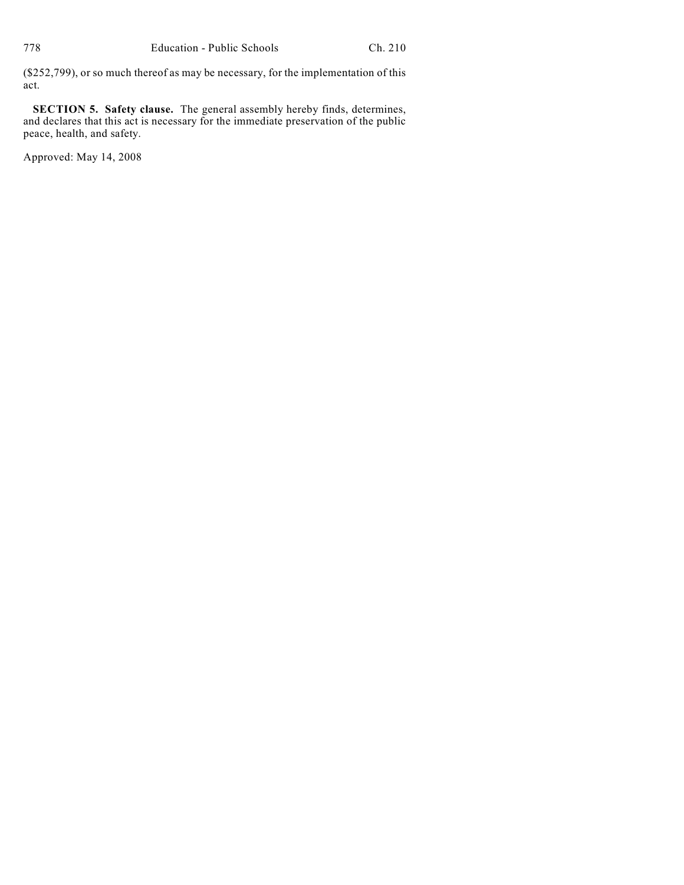($252,799), or so much thereof as may be necessary, for the implementation of this act.

**SECTION 5. Safety clause.** The general assembly hereby finds, determines, and declares that this act is necessary for the immediate preservation of the public peace, health, and safety.

Approved: May 14, 2008